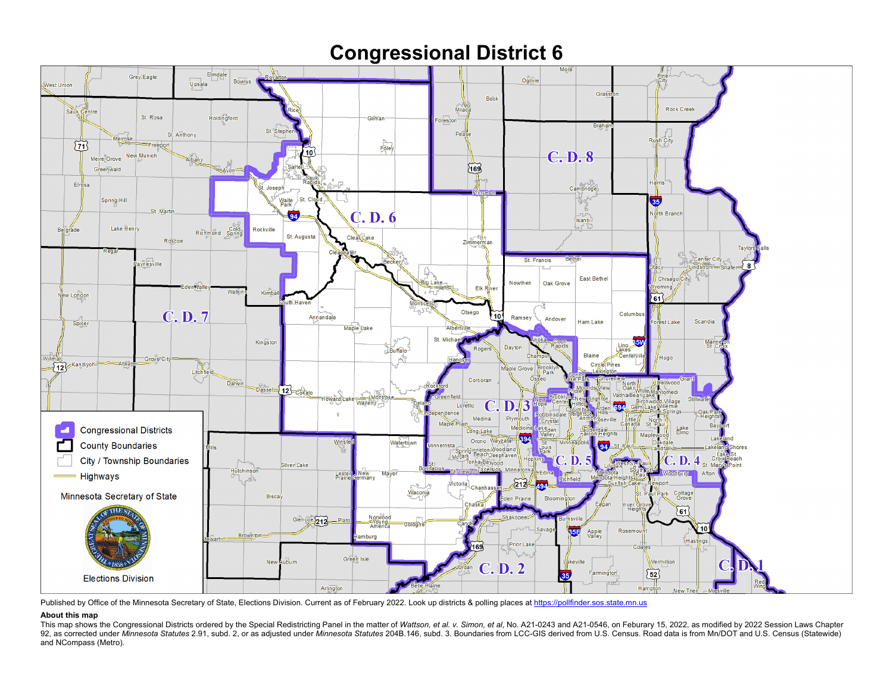# Congressional District 6

Congressional Districts

County Boundaries

City / Township Boundaries

Highways

Minnesota Secretary of State

Elections Division

Published by Office of the Minnesota Secretary of State, Elections Division. Current as of February 2022. Look up districts & polling places at https://pollfinder.sos.state.mn.us

**About this map**

This map shows the Congressional Districts ordered by the Special Redistricting Panel in the matter of *Wattson, et al. v. Simon, et al*, No. A21-0243 and A21-0546, on Feburary 15, 2022, as modified by 2022 Session Laws Chapter 92, as corrected under *Minnesota Statutes* 2.91, subd. 2, or as adjusted under *Minnesota Statutes* 204B.146, subd. 3. Boundaries from LCC-GIS derived from U.S. Census. Road data is from Mn/DOT and U.S. Census (Statewide) and NCompass (Metro).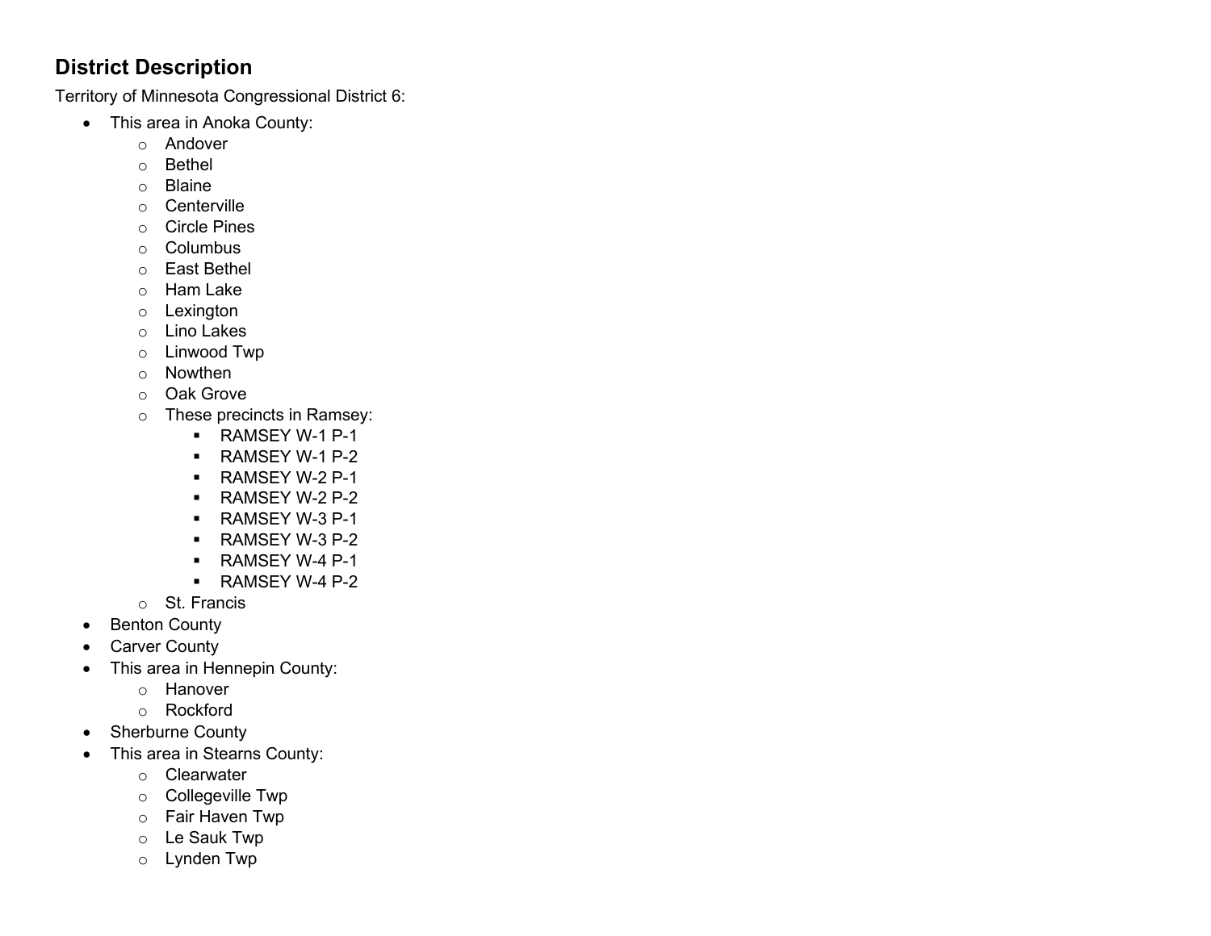## District Description

Territory of Minnesota Congressional District 6:

- This area in Anoka County:
  - Andover
  - Bethel
  - Blaine
  - Centerville
  - Circle Pines
  - Columbus
  - East Bethel
  - Ham Lake
  - Lexington
  - Lino Lakes
  - Linwood Twp
  - Nowthen
  - Oak Grove
  - These precincts in Ramsey:
    - RAMSEY W-1 P-1
    - RAMSEY W-1 P-2
    - RAMSEY W-2 P-1
    - RAMSEY W-2 P-2
    - RAMSEY W-3 P-1
    - RAMSEY W-3 P-2
    - RAMSEY W-4 P-1
    - RAMSEY W-4 P-2
  - St. Francis
- Benton County
- Carver County
- This area in Hennepin County:
  - Hanover
  - Rockford
- Sherburne County
- This area in Stearns County:
  - Clearwater
  - Collegeville Twp
  - Fair Haven Twp
  - Le Sauk Twp
  - Lynden Twp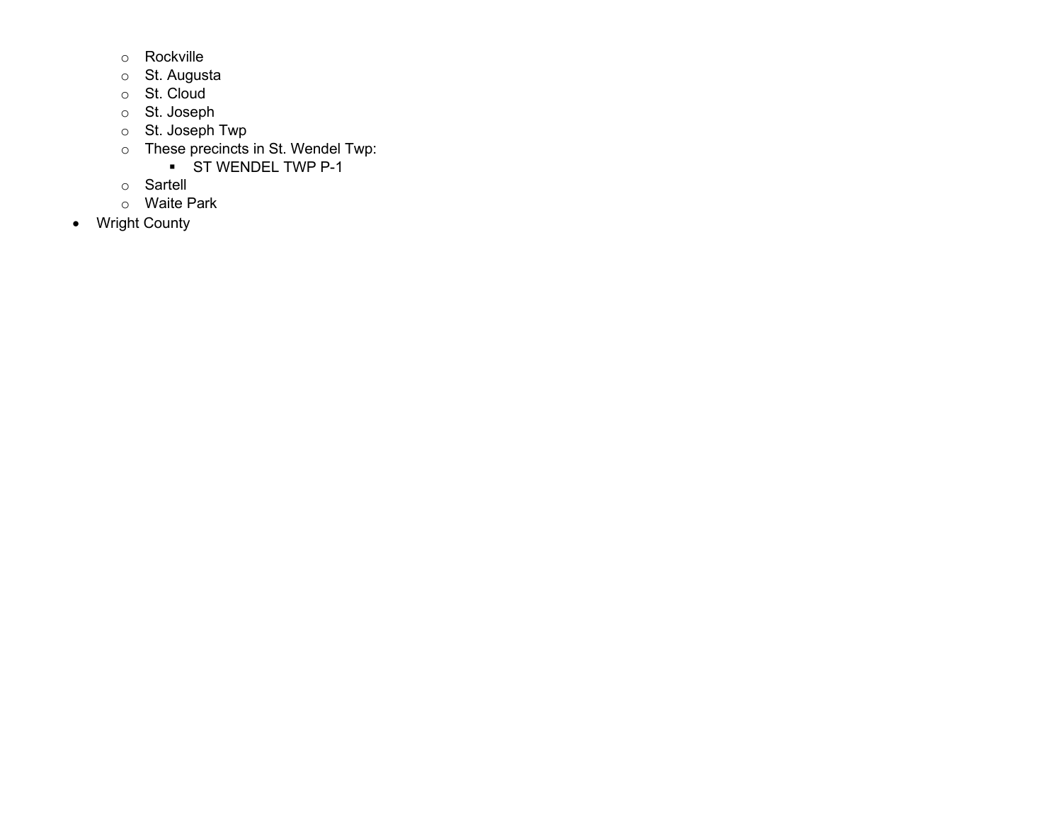- Rockville
  - St. Augusta
  - St. Cloud
  - St. Joseph
  - St. Joseph Twp
  - These precincts in St. Wendel Twp:
    - ST WENDEL TWP P-1
  - Sartell
  - Waite Park
- Wright County